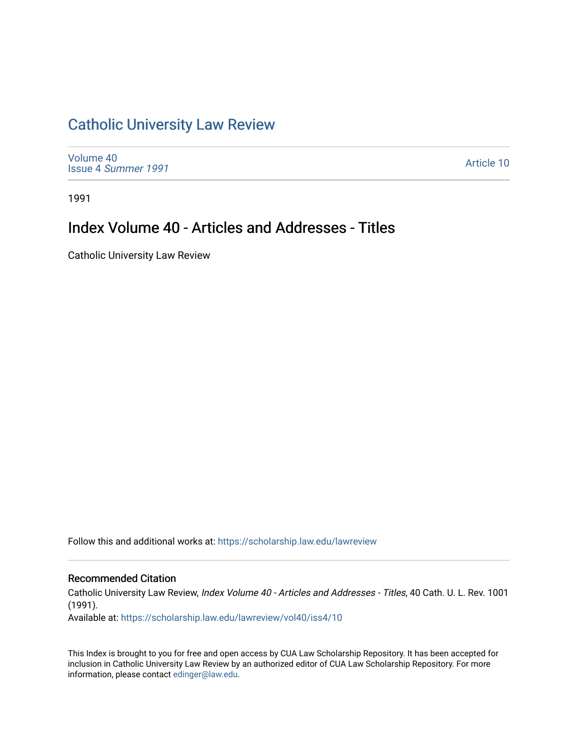# Catholic University Law Review

Volume 40
Issue 4 *Summer 1991*

Article 10

1991

## Index Volume 40 - Articles and Addresses - Titles

Catholic University Law Review

Follow this and additional works at: https://scholarship.law.edu/lawreview

### Recommended Citation

Catholic University Law Review, *Index Volume 40 - Articles and Addresses - Titles*, 40 Cath. U. L. Rev. 1001 (1991).

Available at: https://scholarship.law.edu/lawreview/vol40/iss4/10

This Index is brought to you for free and open access by CUA Law Scholarship Repository. It has been accepted for inclusion in Catholic University Law Review by an authorized editor of CUA Law Scholarship Repository. For more information, please contact edinger@law.edu.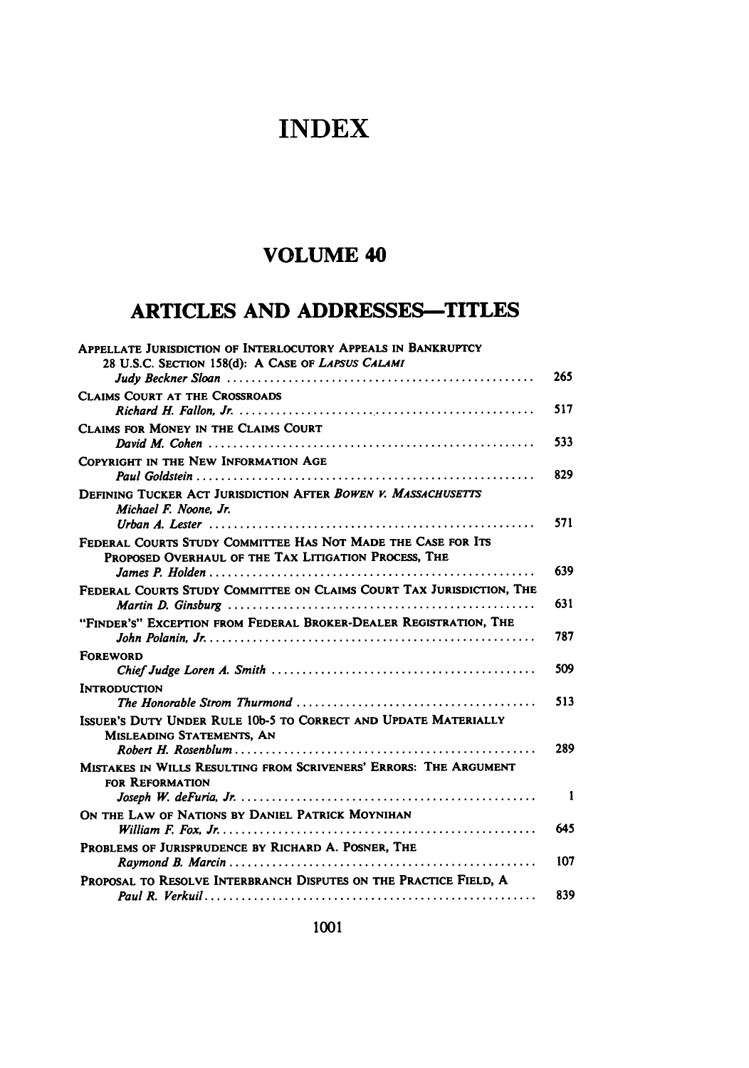# INDEX

## VOLUME 40

## ARTICLES AND ADDRESSES—TITLES

APPELLATE JURISDICTION OF INTERLOCUTORY APPEALS IN BANKRUPTCY 28 U.S.C. SECTION 158(d): A CASE OF *LAPSUS CALAMI*
*Judy Beckner Sloan* .......... 265

CLAIMS COURT AT THE CROSSROADS
*Richard H. Fallon, Jr.* .......... 517

CLAIMS FOR MONEY IN THE CLAIMS COURT
*David M. Cohen* .......... 533

COPYRIGHT IN THE NEW INFORMATION AGE
*Paul Goldstein* .......... 829

DEFINING TUCKER ACT JURISDICTION AFTER *BOWEN v. MASSACHUSETTS*
*Michael F. Noone, Jr.*
*Urban A. Lester* .......... 571

FEDERAL COURTS STUDY COMMITTEE HAS NOT MADE THE CASE FOR ITS PROPOSED OVERHAUL OF THE TAX LITIGATION PROCESS, THE
*James P. Holden* .......... 639

FEDERAL COURTS STUDY COMMITTEE ON CLAIMS COURT TAX JURISDICTION, THE
*Martin D. Ginsburg* .......... 631

"FINDER'S" EXCEPTION FROM FEDERAL BROKER-DEALER REGISTRATION, THE
*John Polanin, Jr.* .......... 787

FOREWORD
*Chief Judge Loren A. Smith* .......... 509

INTRODUCTION
*The Honorable Strom Thurmond* .......... 513

ISSUER'S DUTY UNDER RULE 10b-5 TO CORRECT AND UPDATE MATERIALLY MISLEADING STATEMENTS, AN
*Robert H. Rosenblum* .......... 289

MISTAKES IN WILLS RESULTING FROM SCRIVENERS' ERRORS: THE ARGUMENT FOR REFORMATION
*Joseph W. deFuria, Jr.* .......... 1

ON THE LAW OF NATIONS BY DANIEL PATRICK MOYNIHAN
*William F. Fox, Jr.* .......... 645

PROBLEMS OF JURISPRUDENCE BY RICHARD A. POSNER, THE
*Raymond B. Marcin* .......... 107

PROPOSAL TO RESOLVE INTERBRANCH DISPUTES ON THE PRACTICE FIELD, A
*Paul R. Verkuil* .......... 839